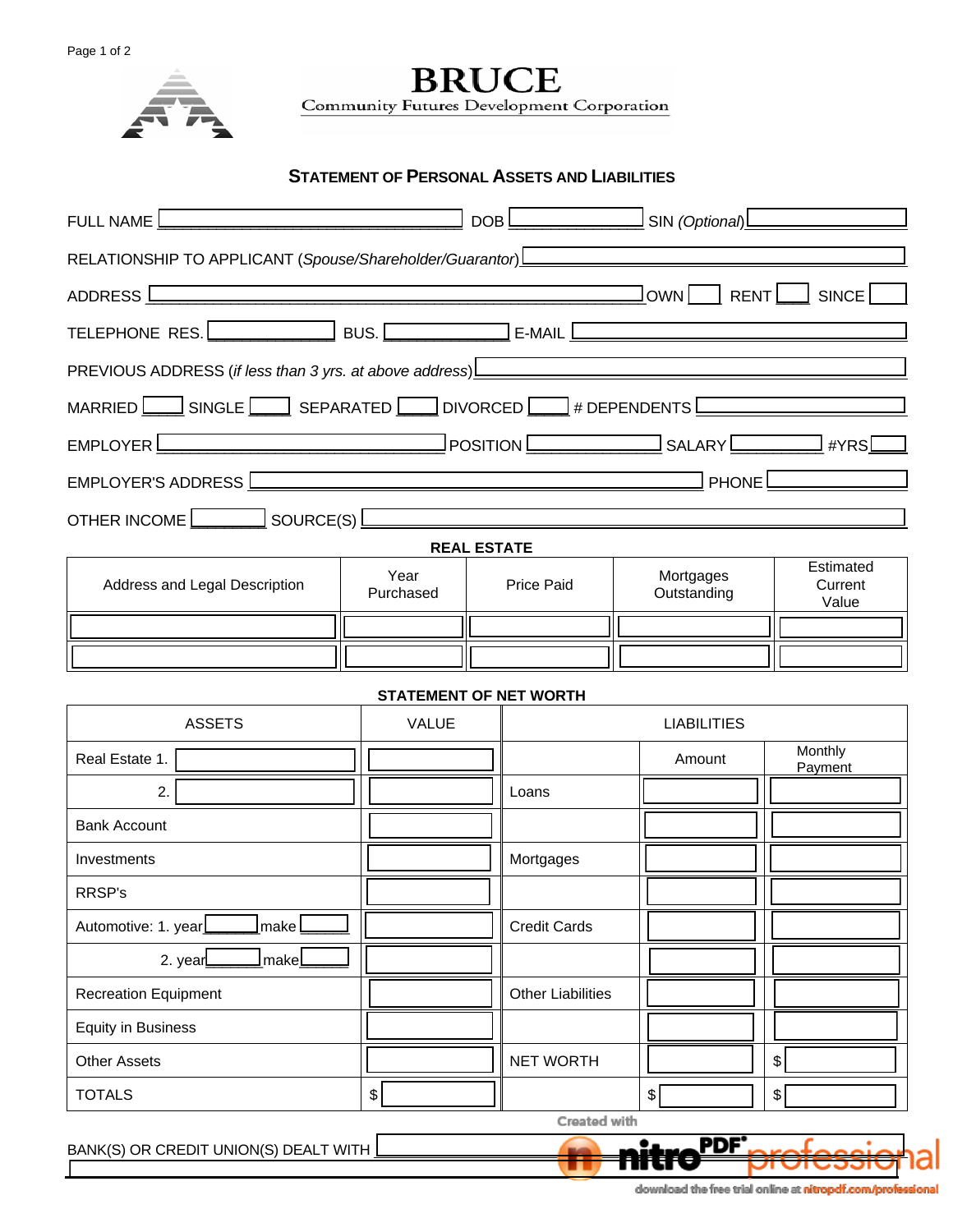# BRUCE

Community Futures Development Corporation

## STATEMENT OF PERSONAL ASSETS AND LIABILITIES

FULL NAME ______________________ DOB ____________ SIN *(Optional)* ____________

RELATIONSHIP TO APPLICANT (*Spouse/Shareholder/Guarantor*) ______________________

ADDRESS ______________________ OWN ____ RENT ____ SINCE ____

TELEPHONE RES. ____________ BUS. ____________ E-MAIL ____________

PREVIOUS ADDRESS (*if less than 3 yrs. at above address*) ______________________

MARRIED ____ SINGLE ____ SEPARATED ____ DIVORCED ____ # DEPENDENTS ____________

EMPLOYER ______________________ POSITION ____________ SALARY ____________ #YRS ____

EMPLOYER'S ADDRESS ______________________ PHONE ____________

OTHER INCOME ____________ SOURCE(S) ______________________

### REAL ESTATE

| Address and Legal Description | Year Purchased | Price Paid | Mortgages Outstanding | Estimated Current Value |
|---|---|---|---|---|
| | | | | |
| | | | | |

### STATEMENT OF NET WORTH

| ASSETS | VALUE | LIABILITIES | | |
|---|---|---|---|---|
| Real Estate 1. | | | Amount | Monthly Payment |
| 2. | | Loans | | |
| Bank Account | | | | |
| Investments | | Mortgages | | |
| RRSP's | | | | |
| Automotive: 1. year ____ make ____ | | Credit Cards | | |
| 2. year ____ make ____ | | | | |
| Recreation Equipment | | Other Liabilities | | |
| Equity in Business | | | | |
| Other Assets | | NET WORTH | | $ |
| TOTALS | $ | | $ | $ |

BANK(S) OR CREDIT UNION(S) DEALT WITH ______________________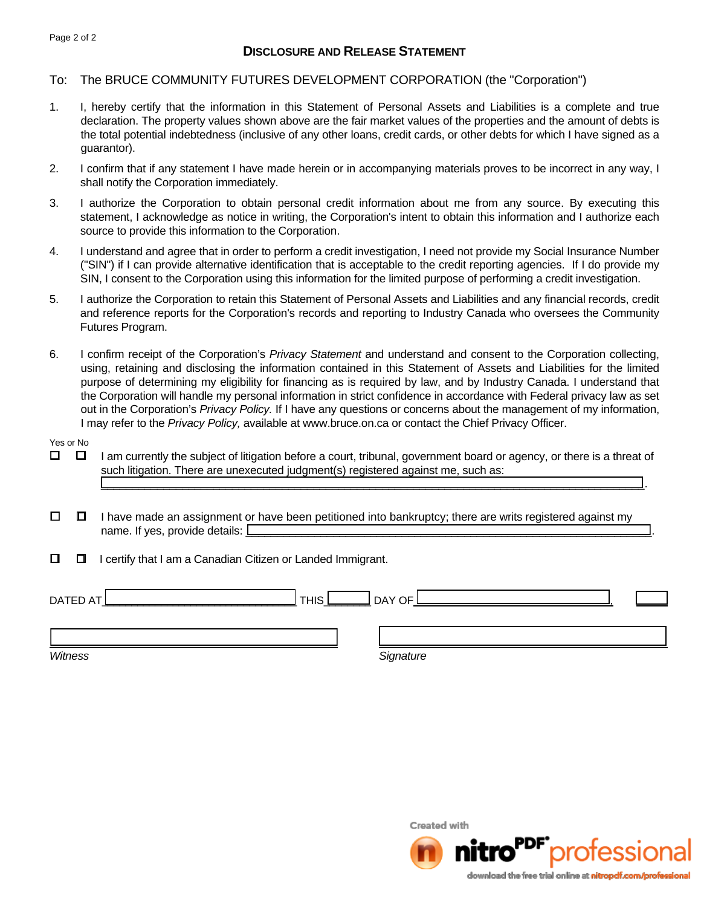## Disclosure and Release Statement

To: The BRUCE COMMUNITY FUTURES DEVELOPMENT CORPORATION (the "Corporation")

1. I, hereby certify that the information in this Statement of Personal Assets and Liabilities is a complete and true declaration. The property values shown above are the fair market values of the properties and the amount of debts is the total potential indebtedness (inclusive of any other loans, credit cards, or other debts for which I have signed as a guarantor).

2. I confirm that if any statement I have made herein or in accompanying materials proves to be incorrect in any way, I shall notify the Corporation immediately.

3. I authorize the Corporation to obtain personal credit information about me from any source. By executing this statement, I acknowledge as notice in writing, the Corporation's intent to obtain this information and I authorize each source to provide this information to the Corporation.

4. I understand and agree that in order to perform a credit investigation, I need not provide my Social Insurance Number ("SIN") if I can provide alternative identification that is acceptable to the credit reporting agencies. If I do provide my SIN, I consent to the Corporation using this information for the limited purpose of performing a credit investigation.

5. I authorize the Corporation to retain this Statement of Personal Assets and Liabilities and any financial records, credit and reference reports for the Corporation's records and reporting to Industry Canada who oversees the Community Futures Program.

6. I confirm receipt of the Corporation's *Privacy Statement* and understand and consent to the Corporation collecting, using, retaining and disclosing the information contained in this Statement of Assets and Liabilities for the limited purpose of determining my eligibility for financing as is required by law, and by Industry Canada. I understand that the Corporation will handle my personal information in strict confidence in accordance with Federal privacy law as set out in the Corporation's *Privacy Policy.* If I have any questions or concerns about the management of my information, I may refer to the *Privacy Policy,* available at www.bruce.on.ca or contact the Chief Privacy Officer.

Yes or No

☐ ☐ I am currently the subject of litigation before a court, tribunal, government board or agency, or there is a threat of such litigation. There are unexecuted judgment(s) registered against me, such as: ______________________________.

☐ ☐ I have made an assignment or have been petitioned into bankruptcy; there are writs registered against my name. If yes, provide details: ______________________________.

☐ ☐ I certify that I am a Canadian Citizen or Landed Immigrant.

DATED AT ______________________ THIS ______ DAY OF ______________________, ______

______________________ ______________________

*Witness* *Signature*